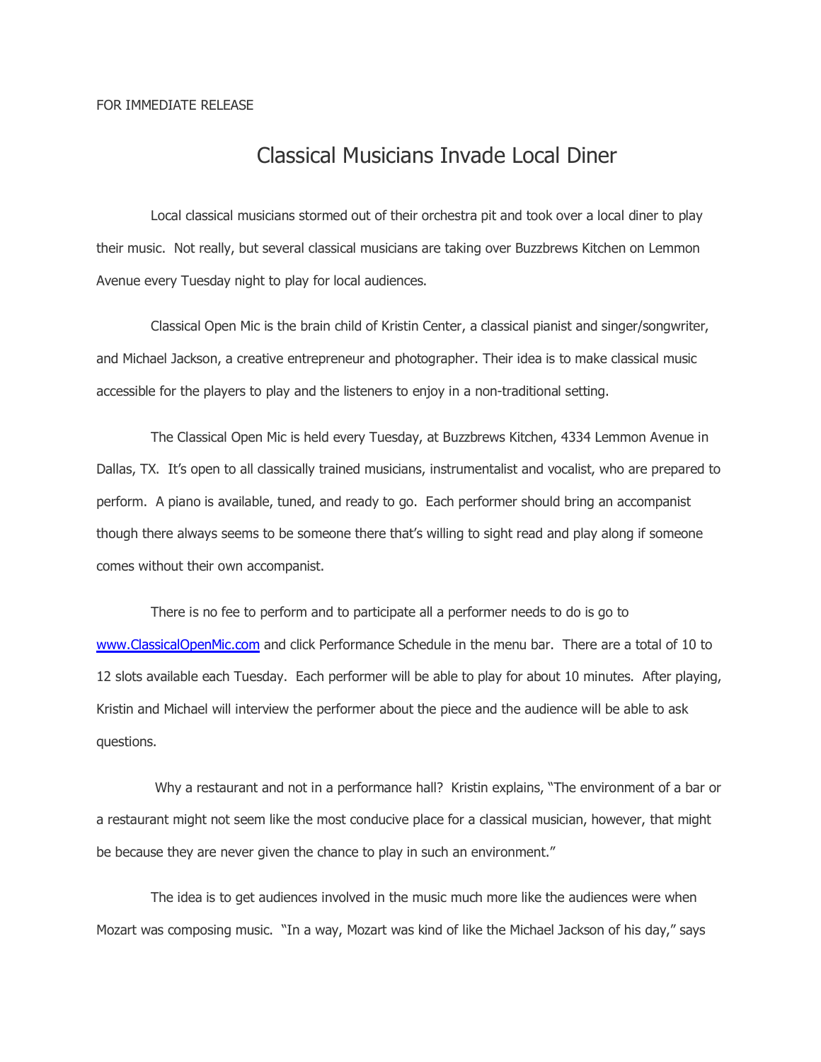FOR IMMEDIATE RELEASE

# Classical Musicians Invade Local Diner

Local classical musicians stormed out of their orchestra pit and took over a local diner to play their music. Not really, but several classical musicians are taking over Buzzbrews Kitchen on Lemmon Avenue every Tuesday night to play for local audiences.

Classical Open Mic is the brain child of Kristin Center, a classical pianist and singer/songwriter, and Michael Jackson, a creative entrepreneur and photographer. Their idea is to make classical music accessible for the players to play and the listeners to enjoy in a non-traditional setting.

The Classical Open Mic is held every Tuesday, at Buzzbrews Kitchen, 4334 Lemmon Avenue in Dallas, TX. It's open to all classically trained musicians, instrumentalist and vocalist, who are prepared to perform. A piano is available, tuned, and ready to go. Each performer should bring an accompanist though there always seems to be someone there that's willing to sight read and play along if someone comes without their own accompanist.

There is no fee to perform and to participate all a performer needs to do is go to [www.ClassicalOpenMic.com](http://www.ClassicalOpenMic.com) and click Performance Schedule in the menu bar. There are a total of 10 to 12 slots available each Tuesday. Each performer will be able to play for about 10 minutes. After playing, Kristin and Michael will interview the performer about the piece and the audience will be able to ask questions.

Why a restaurant and not in a performance hall? Kristin explains, "The environment of a bar or a restaurant might not seem like the most conducive place for a classical musician, however, that might be because they are never given the chance to play in such an environment."

The idea is to get audiences involved in the music much more like the audiences were when Mozart was composing music. "In a way, Mozart was kind of like the Michael Jackson of his day," says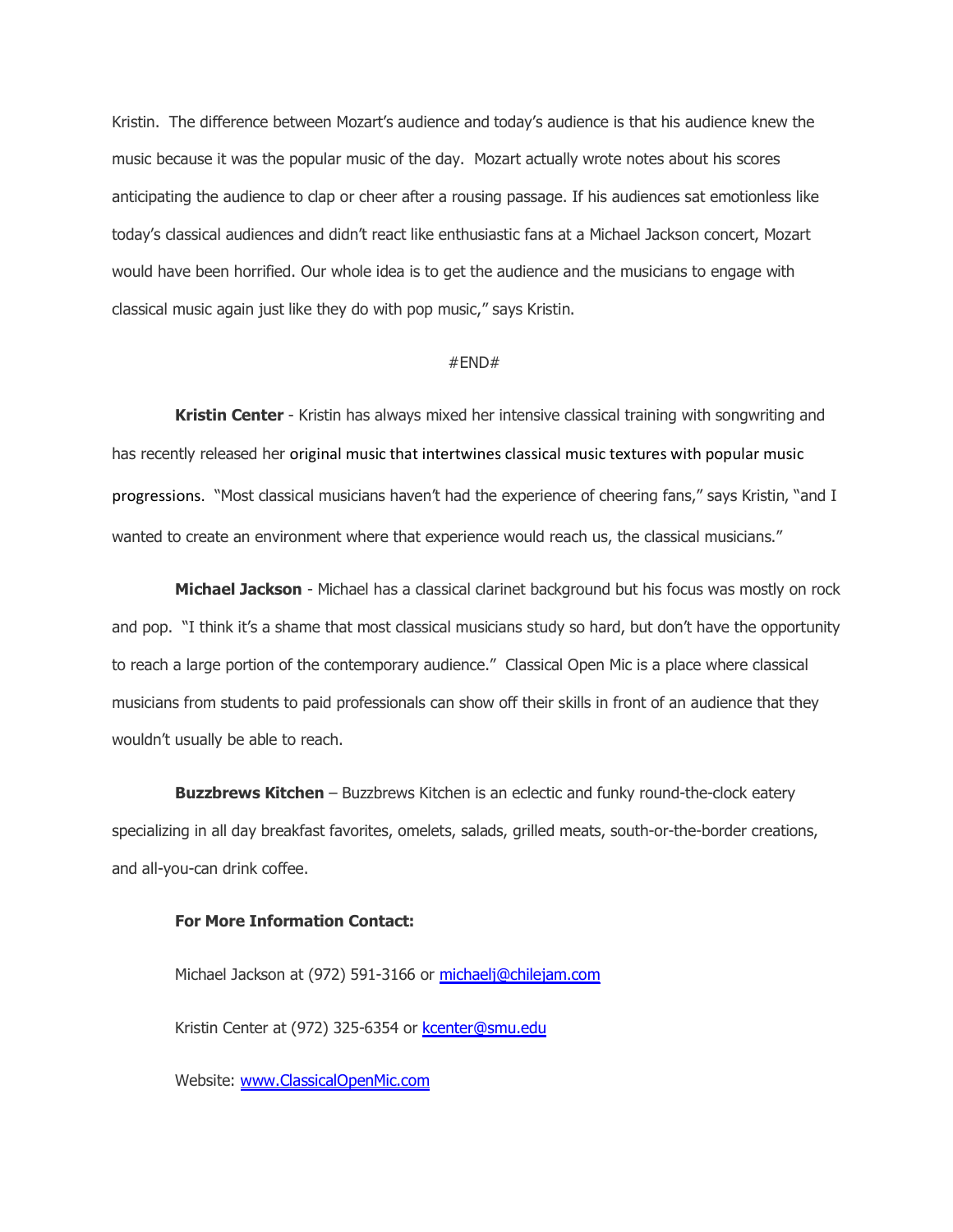Kristin. The difference between Mozart's audience and today's audience is that his audience knew the music because it was the popular music of the day. Mozart actually wrote notes about his scores anticipating the audience to clap or cheer after a rousing passage. If his audiences sat emotionless like today's classical audiences and didn't react like enthusiastic fans at a Michael Jackson concert, Mozart would have been horrified. Our whole idea is to get the audience and the musicians to engage with classical music again just like they do with pop music," says Kristin.

#END#

**Kristin Center** - Kristin has always mixed her intensive classical training with songwriting and has recently released her original music that intertwines classical music textures with popular music progressions. "Most classical musicians haven't had the experience of cheering fans," says Kristin, "and I wanted to create an environment where that experience would reach us, the classical musicians."

**Michael Jackson** - Michael has a classical clarinet background but his focus was mostly on rock and pop. "I think it's a shame that most classical musicians study so hard, but don't have the opportunity to reach a large portion of the contemporary audience." Classical Open Mic is a place where classical musicians from students to paid professionals can show off their skills in front of an audience that they wouldn't usually be able to reach.

**Buzzbrews Kitchen** – Buzzbrews Kitchen is an eclectic and funky round-the-clock eatery specializing in all day breakfast favorites, omelets, salads, grilled meats, south-or-the-border creations, and all-you-can drink coffee.

**For More Information Contact:**

Michael Jackson at (972) 591-3166 or [michaelj@chilejam.com](mailto:michaelj@chilejam.com)

Kristin Center at (972) 325-6354 or [kcenter@smu.edu](mailto:kcenter@smu.edu)

Website: [www.ClassicalOpenMic.com](http://www.ClassicalOpenMic.com)